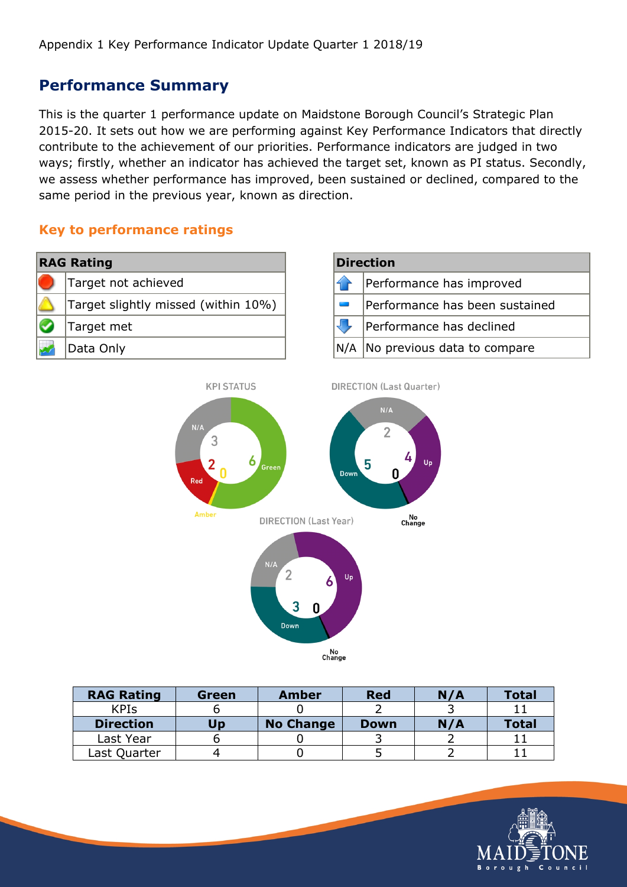Appendix 1 Key Performance Indicator Update Quarter 1 2018/19

## Performance Summary

This is the quarter 1 performance update on Maidstone Borough Council's Strategic Plan 2015-20. It sets out how we are performing against Key Performance Indicators that directly contribute to the achievement of our priorities. Performance indicators are judged in two ways; firstly, whether an indicator has achieved the target set, known as PI status. Secondly, we assess whether performance has improved, been sustained or declined, compared to the same period in the previous year, known as direction.

### Key to performance ratings

| RAG Rating | |
|---|---|
| 🔴 | Target not achieved |
| ⚠️ | Target slightly missed (within 10%) |
| ✅ | Target met |
| 📈 | Data Only |

| Direction | |
|---|---|
| ⬆️ | Performance has improved |
| ➖ | Performance has been sustained |
| ⬇️ | Performance has declined |
| N/A | No previous data to compare |

| RAG Rating | Green | Amber | Red | N/A | Total |
|---|---|---|---|---|---|
| KPIs | 6 | 0 | 2 | 3 | 11 |
| **Direction** | **Up** | **No Change** | **Down** | **N/A** | **Total** |
| Last Year | 6 | 0 | 3 | 2 | 11 |
| Last Quarter | 4 | 0 | 5 | 2 | 11 |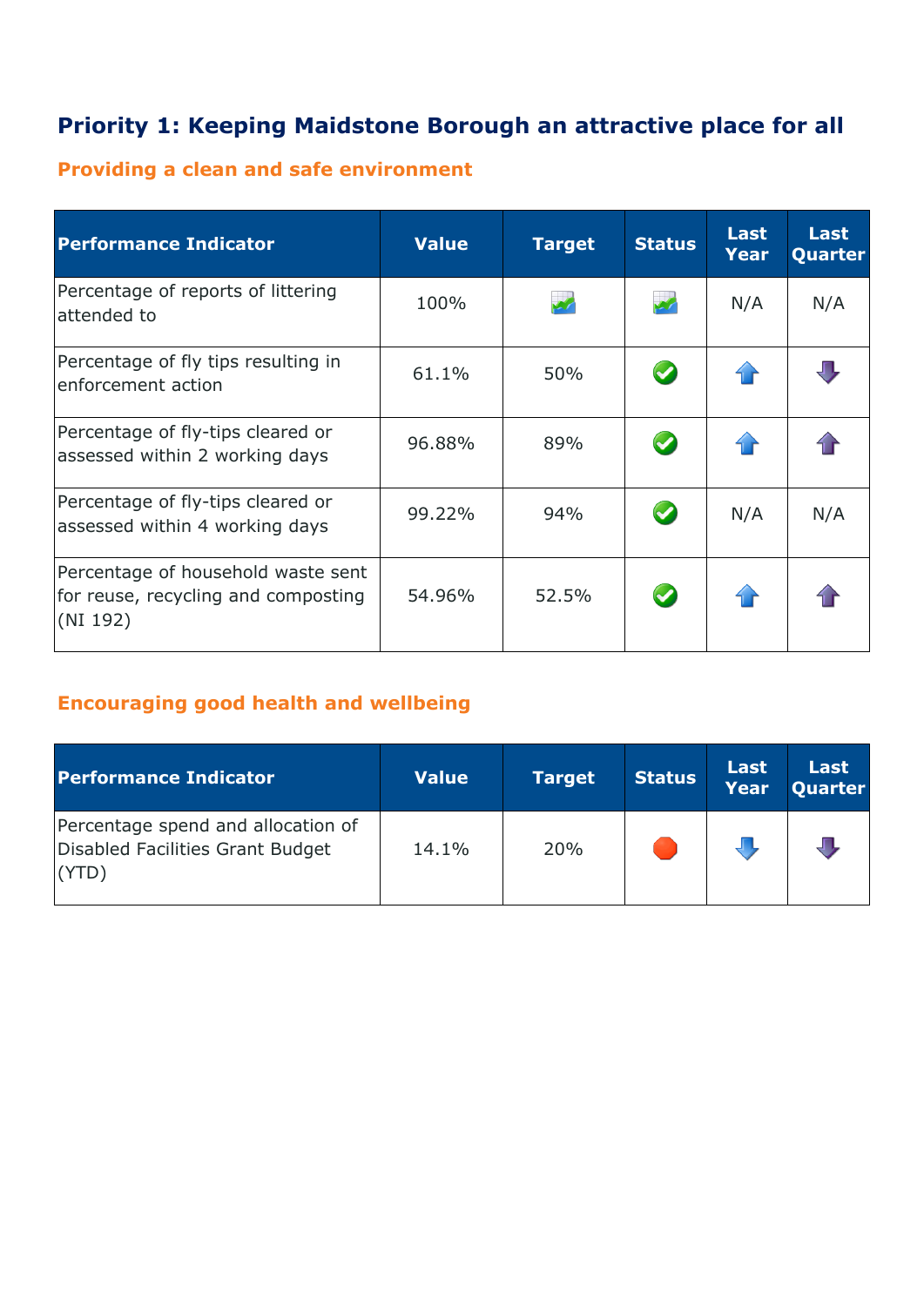# Priority 1: Keeping Maidstone Borough an attractive place for all

## Providing a clean and safe environment

| Performance Indicator | Value | Target | Status | Last Year | Last Quarter |
|---|---|---|---|---|---|
| Percentage of reports of littering attended to | 100% | | | N/A | N/A |
| Percentage of fly tips resulting in enforcement action | 61.1% | 50% | | | |
| Percentage of fly-tips cleared or assessed within 2 working days | 96.88% | 89% | | | |
| Percentage of fly-tips cleared or assessed within 4 working days | 99.22% | 94% | | N/A | N/A |
| Percentage of household waste sent for reuse, recycling and composting (NI 192) | 54.96% | 52.5% | | | |

## Encouraging good health and wellbeing

| Performance Indicator | Value | Target | Status | Last Year | Last Quarter |
|---|---|---|---|---|---|
| Percentage spend and allocation of Disabled Facilities Grant Budget (YTD) | 14.1% | 20% | | | |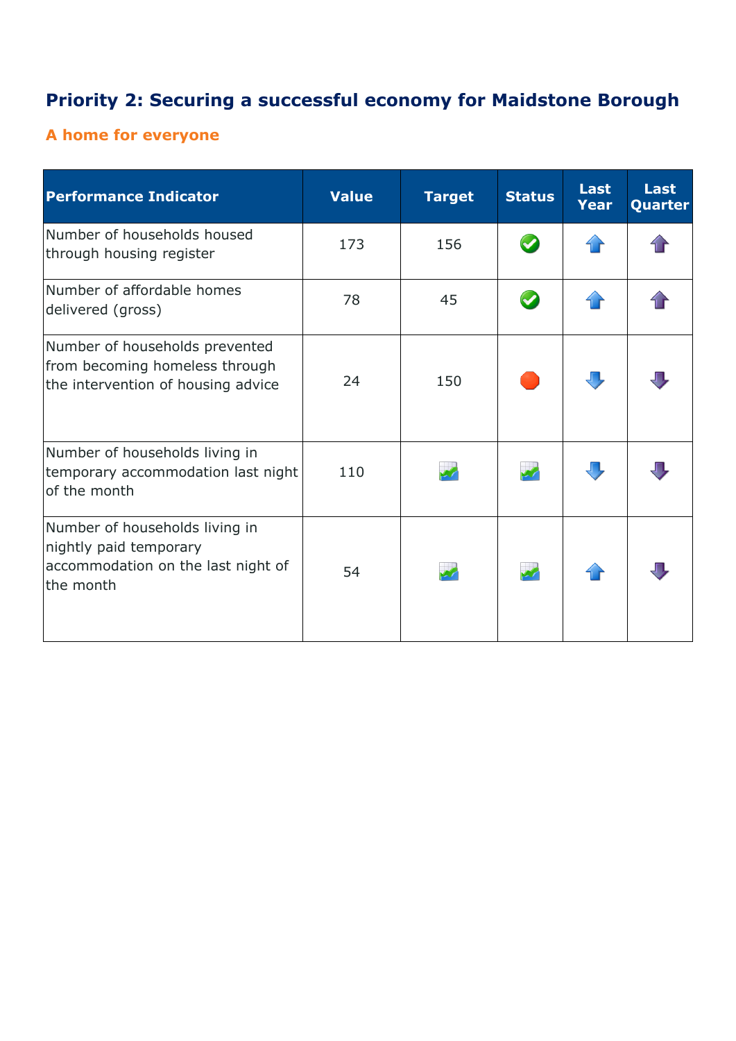## Priority 2: Securing a successful economy for Maidstone Borough

### A home for everyone

| Performance Indicator | Value | Target | Status | Last Year | Last Quarter |
|---|---|---|---|---|---|
| Number of households housed through housing register | 173 | 156 | | | |
| Number of affordable homes delivered (gross) | 78 | 45 | | | |
| Number of households prevented from becoming homeless through the intervention of housing advice | 24 | 150 | | | |
| Number of households living in temporary accommodation last night of the month | 110 | | | | |
| Number of households living in nightly paid temporary accommodation on the last night of the month | 54 | | | | |